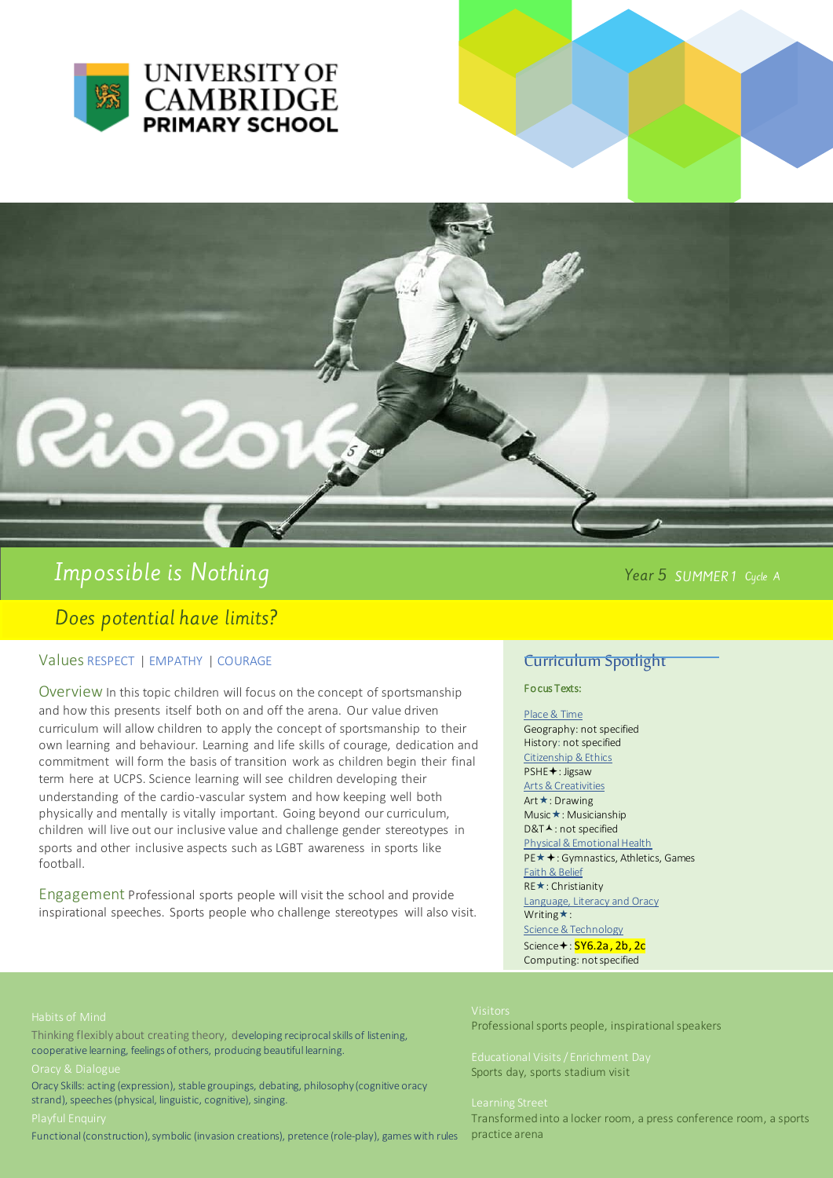# UNIVERSITY OF CAMBRIDGE PRIMARY SCHOOL

## *Impossible is Nothing*

*Year 5 SUMMER 1 Cycle A*

### *Does potential have limits?*

**Values** RESPECT | EMPATHY | COURAGE

**Overview** In this topic children will focus on the concept of sportsmanship and how this presents itself both on and off the arena. Our value driven curriculum will allow children to apply the concept of sportsmanship to their own learning and behaviour. Learning and life skills of courage, dedication and commitment will form the basis of transition work as children begin their final term here at UCPS. Science learning will see children developing their understanding of the cardio-vascular system and how keeping well both physically and mentally is vitally important. Going beyond our curriculum, children will live out our inclusive value and challenge gender stereotypes in sports and other inclusive aspects such as LGBT awareness in sports like football.

**Engagement** Professional sports people will visit the school and provide inspirational speeches. Sports people who challenge stereotypes will also visit.

## Curriculum Spotlight

**Focus Texts:**

Place & Time
Geography: not specified
History: not specified

Citizenship & Ethics
PSHE✦: Jigsaw

Arts & Creativities
Art★: Drawing
Music★: Musicianship
D&T▲: not specified

Physical & Emotional Health
PE★✦: Gymnastics, Athletics, Games

Faith & Belief
RE★: Christianity

Language, Literacy and Oracy
Writing★:

Science & Technology
Science✦: **SY6.2a, 2b, 2c**
Computing: not specified

**Habits of Mind**

Thinking flexibly about creating theory, developing reciprocal skills of listening, cooperative learning, feelings of others, producing beautiful learning.

**Oracy & Dialogue**

Oracy Skills: acting (expression), stable groupings, debating, philosophy (cognitive oracy strand), speeches (physical, linguistic, cognitive), singing.

**Playful Enquiry**

Functional (construction), symbolic (invasion creations), pretence (role-play), games with rules

**Visitors**

Professional sports people, inspirational speakers

**Educational Visits / Enrichment Day**

Sports day, sports stadium visit

**Learning Street**

Transformed into a locker room, a press conference room, a sports practice arena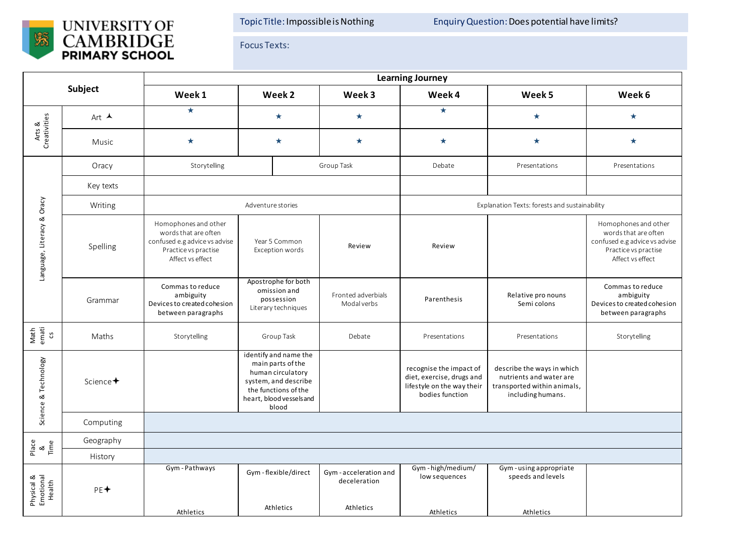UNIVERSITY OF CAMBRIDGE PRIMARY SCHOOL

**Topic Title:** Impossible is Nothing  **Enquiry Question:** Does potential have limits?

**Focus Texts:**

| Subject | | Week 1 | Week 2 | Week 3 | Week 4 | Week 5 | Week 6 |
|---|---|---|---|---|---|---|---|
| | | **Learning Journey** | | | | | |
| Arts & Creativities | Art ⮝ | ★ | ★ | ★ | ★ | ★ | ★ |
| | Music | ★ | ★ | ★ | ★ | ★ | ★ |
| Language, Literacy & Oracy | Oracy | Storytelling | Group Task | | Debate | Presentations | Presentations |
| | Key texts | | | | | | |
| | Writing | Adventure stories | | | Explanation Texts: forests and sustainability | | |
| | Spelling | Homophones and other words that are often confused e.g advice vs advise Practice vs practise Affect vs effect | Year 5 Common Exception words | Review | Review | | Homophones and other words that are often confused e.g advice vs advise Practice vs practise Affect vs effect |
| | Grammar | Commas to reduce ambiguity Devices to created cohesion between paragraphs | Apostrophe for both omission and possession Literary techniques | Fronted adverbials Modal verbs | Parenthesis | Relative pro nouns Semi colons | Commas to reduce ambiguity Devices to created cohesion between paragraphs |
| Mathematics | Maths | Storytelling | Group Task | Debate | Presentations | Presentations | Storytelling |
| Science & Technology | Science ✦ | | identify and name the main parts of the human circulatory system, and describe the functions of the heart, blood vessels and blood | | recognise the impact of diet, exercise, drugs and lifestyle on the way their bodies function | describe the ways in which nutrients and water are transported within animals, including humans. | |
| | Computing | | | | | | |
| Place & Time | Geography | | | | | | |
| | History | | | | | | |
| Physical & Emotional Health | PE ✦ | Gym - Pathways Athletics | Gym - flexible/direct Athletics | Gym - acceleration and deceleration Athletics | Gym - high/medium/ low sequences Athletics | Gym - using appropriate speeds and levels Athletics | |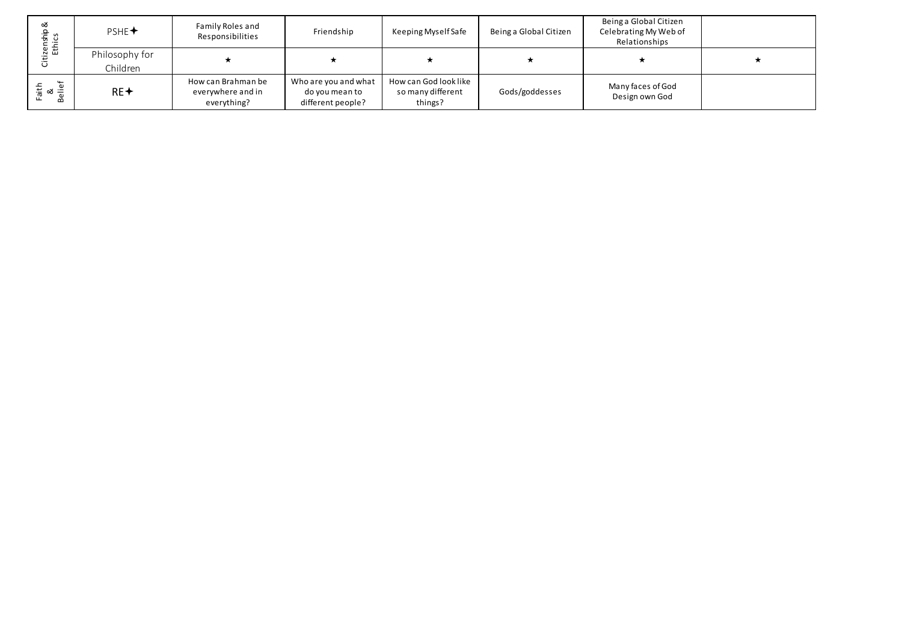| | | | | | | | |
|---|---|---|---|---|---|---|---|
| Citizenship & Ethics | PSHE✦ | Family Roles and Responsibilities | Friendship | Keeping Myself Safe | Being a Global Citizen | Being a Global Citizen Celebrating My Web of Relationships | |
| | Philosophy for Children | ★ | ★ | ★ | ★ | ★ | ★ |
| Faith & Belief | RE✦ | How can Brahman be everywhere and in everything? | Who are you and what do you mean to different people? | How can God look like so many different things? | Gods/goddesses | Many faces of God Design own God | |